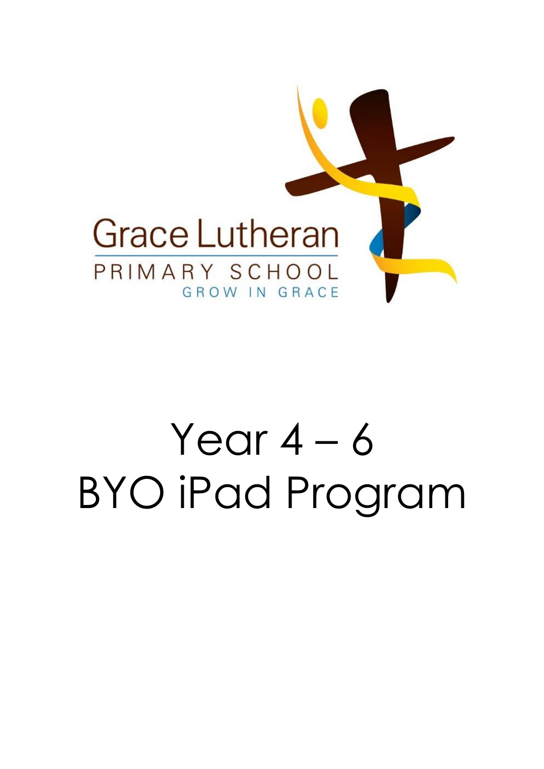Grace Lutheran

PRIMARY SCHOOL

GROW IN GRACE

# Year 4 – 6
# BYO iPad Program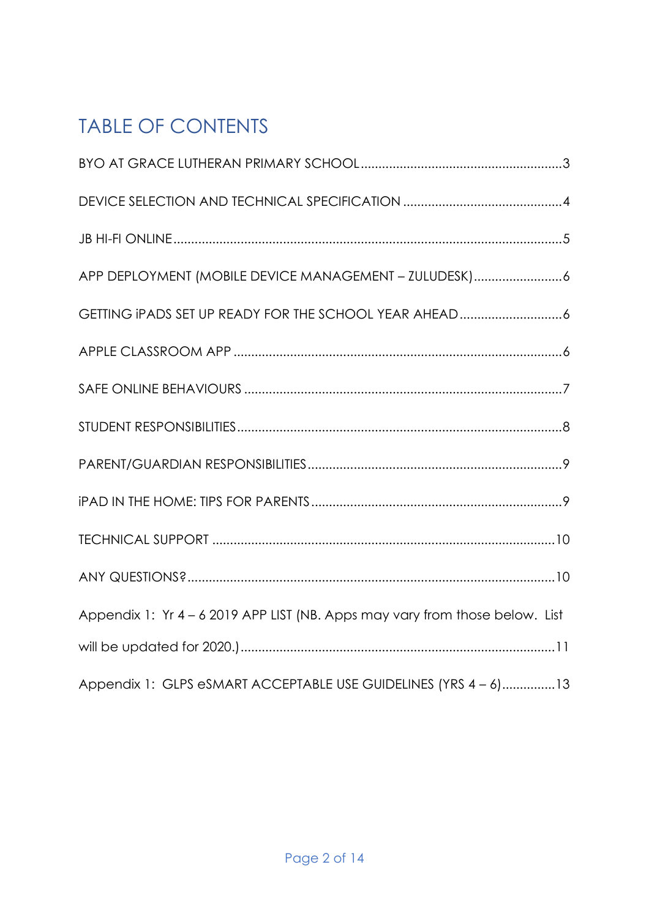# TABLE OF CONTENTS

BYO AT GRACE LUTHERAN PRIMARY SCHOOL .......... 3

DEVICE SELECTION AND TECHNICAL SPECIFICATION .......... 4

JB HI-FI ONLINE .......... 5

APP DEPLOYMENT (MOBILE DEVICE MANAGEMENT – ZULUDESK) .......... 6

GETTING iPADS SET UP READY FOR THE SCHOOL YEAR AHEAD .......... 6

APPLE CLASSROOM APP .......... 6

SAFE ONLINE BEHAVIOURS .......... 7

STUDENT RESPONSIBILITIES .......... 8

PARENT/GUARDIAN RESPONSIBILITIES .......... 9

iPAD IN THE HOME: TIPS FOR PARENTS .......... 9

TECHNICAL SUPPORT .......... 10

ANY QUESTIONS? .......... 10

Appendix 1: Yr 4 – 6 2019 APP LIST (NB. Apps may vary from those below. List will be updated for 2020.) .......... 11

Appendix 1: GLPS eSMART ACCEPTABLE USE GUIDELINES (YRS 4 – 6) .......... 13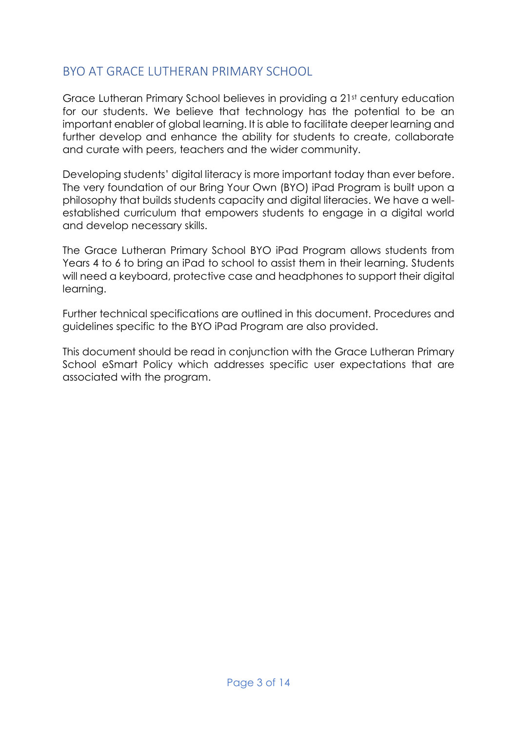## BYO AT GRACE LUTHERAN PRIMARY SCHOOL

Grace Lutheran Primary School believes in providing a 21st century education for our students. We believe that technology has the potential to be an important enabler of global learning. It is able to facilitate deeper learning and further develop and enhance the ability for students to create, collaborate and curate with peers, teachers and the wider community.

Developing students' digital literacy is more important today than ever before. The very foundation of our Bring Your Own (BYO) iPad Program is built upon a philosophy that builds students capacity and digital literacies. We have a well-established curriculum that empowers students to engage in a digital world and develop necessary skills.

The Grace Lutheran Primary School BYO iPad Program allows students from Years 4 to 6 to bring an iPad to school to assist them in their learning. Students will need a keyboard, protective case and headphones to support their digital learning.

Further technical specifications are outlined in this document. Procedures and guidelines specific to the BYO iPad Program are also provided.

This document should be read in conjunction with the Grace Lutheran Primary School eSmart Policy which addresses specific user expectations that are associated with the program.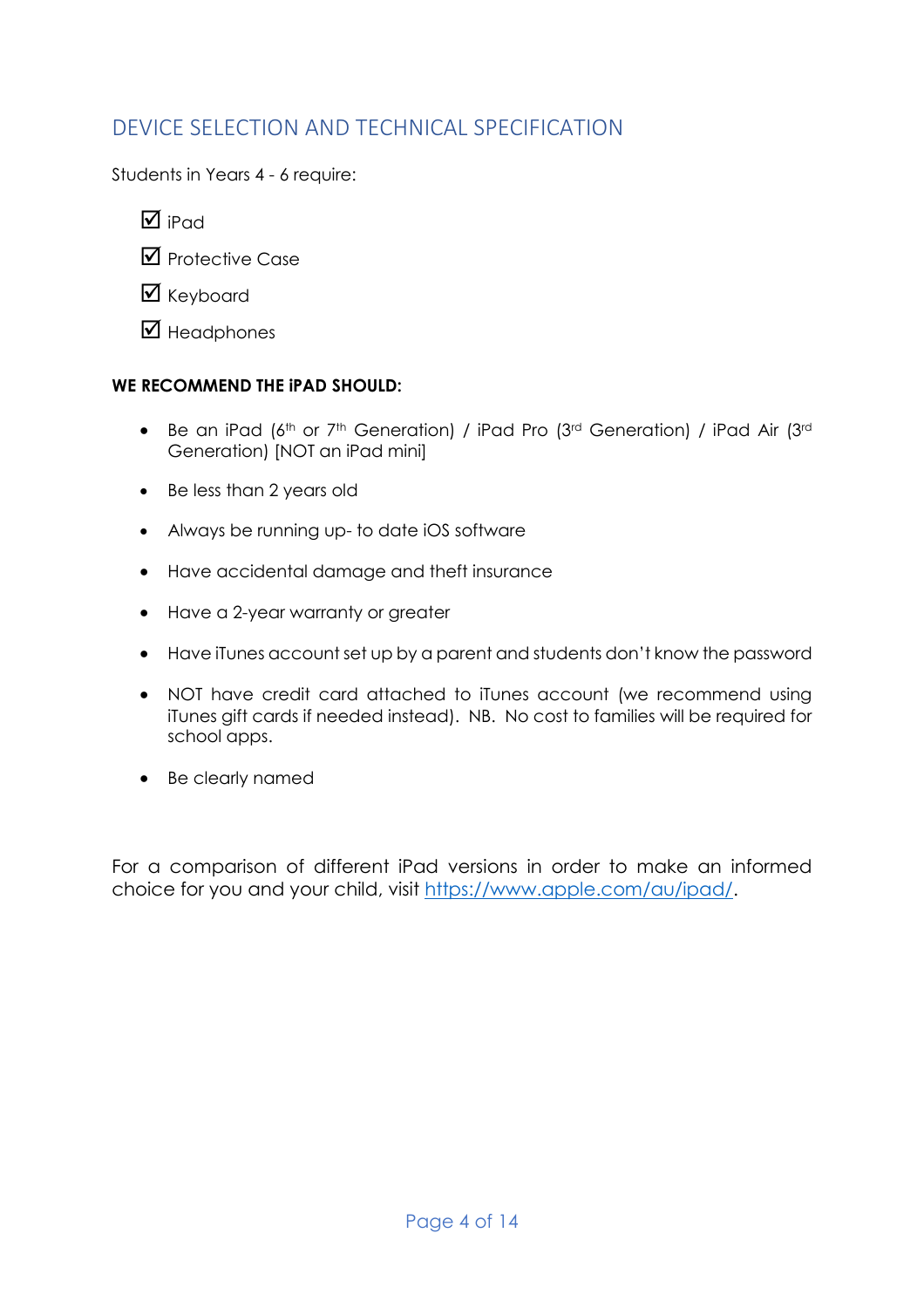## DEVICE SELECTION AND TECHNICAL SPECIFICATION

Students in Years 4 - 6 require:

- ☑ iPad
- ☑ Protective Case
- ☑ Keyboard
- ☑ Headphones

**WE RECOMMEND THE iPAD SHOULD:**

- Be an iPad (6th or 7th Generation) / iPad Pro (3rd Generation) / iPad Air (3rd Generation) [NOT an iPad mini]
- Be less than 2 years old
- Always be running up- to date iOS software
- Have accidental damage and theft insurance
- Have a 2-year warranty or greater
- Have iTunes account set up by a parent and students don't know the password
- NOT have credit card attached to iTunes account (we recommend using iTunes gift cards if needed instead). NB. No cost to families will be required for school apps.
- Be clearly named

For a comparison of different iPad versions in order to make an informed choice for you and your child, visit [https://www.apple.com/au/ipad/](https://www.apple.com/au/ipad/).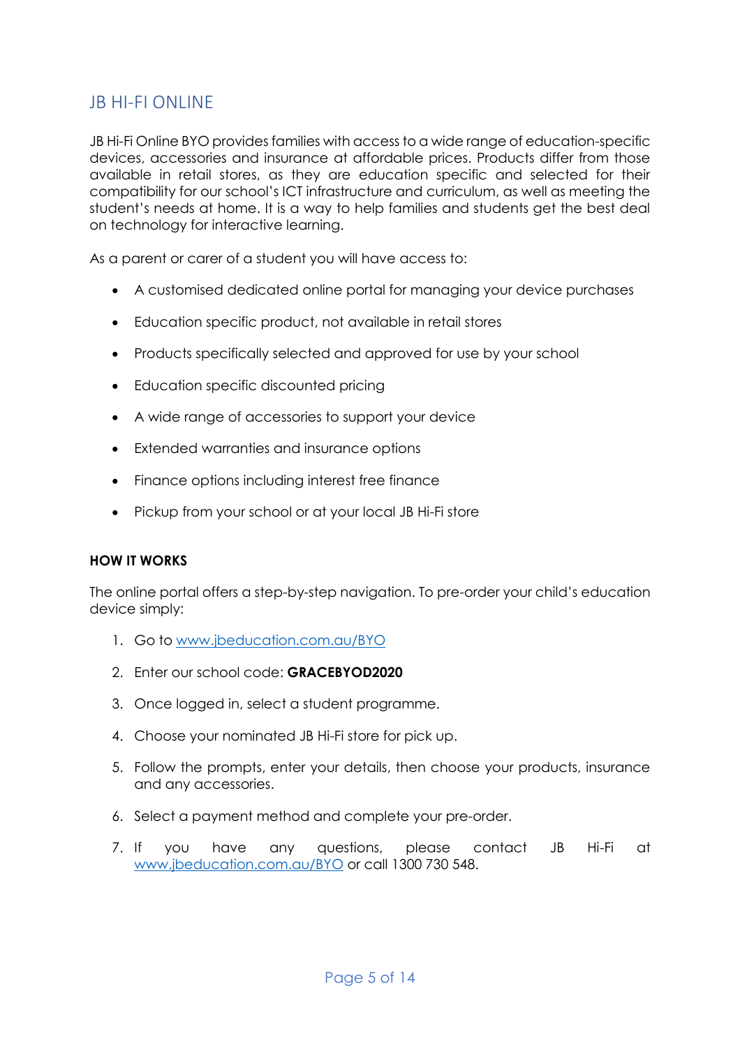## JB HI-FI ONLINE

JB Hi-Fi Online BYO provides families with access to a wide range of education-specific devices, accessories and insurance at affordable prices. Products differ from those available in retail stores, as they are education specific and selected for their compatibility for our school's ICT infrastructure and curriculum, as well as meeting the student's needs at home. It is a way to help families and students get the best deal on technology for interactive learning.

As a parent or carer of a student you will have access to:

- A customised dedicated online portal for managing your device purchases
- Education specific product, not available in retail stores
- Products specifically selected and approved for use by your school
- Education specific discounted pricing
- A wide range of accessories to support your device
- Extended warranties and insurance options
- Finance options including interest free finance
- Pickup from your school or at your local JB Hi-Fi store

**HOW IT WORKS**

The online portal offers a step-by-step navigation. To pre-order your child's education device simply:

1. Go to [www.jbeducation.com.au/BYO](www.jbeducation.com.au/BYO)
2. Enter our school code: **GRACEBYOD2020**
3. Once logged in, select a student programme.
4. Choose your nominated JB Hi-Fi store for pick up.
5. Follow the prompts, enter your details, then choose your products, insurance and any accessories.
6. Select a payment method and complete your pre-order.
7. If you have any questions, please contact JB Hi-Fi at [www.jbeducation.com.au/BYO](www.jbeducation.com.au/BYO) or call 1300 730 548.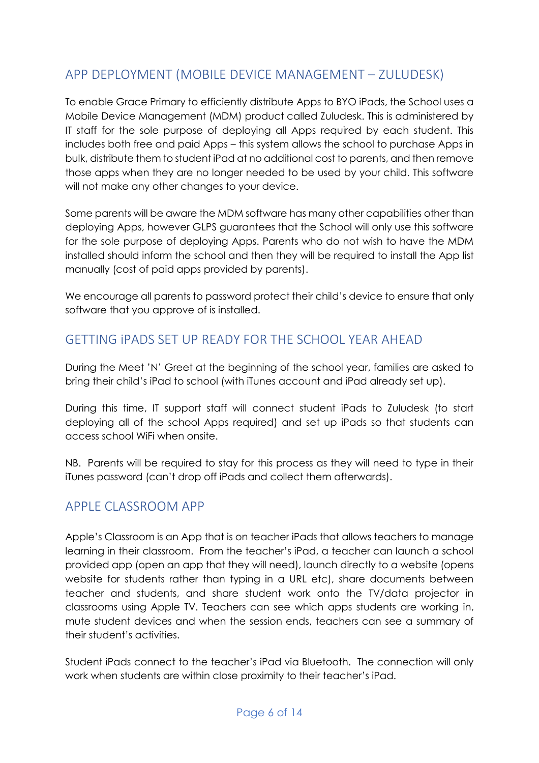## APP DEPLOYMENT (MOBILE DEVICE MANAGEMENT – ZULUDESK)

To enable Grace Primary to efficiently distribute Apps to BYO iPads, the School uses a Mobile Device Management (MDM) product called Zuludesk. This is administered by IT staff for the sole purpose of deploying all Apps required by each student. This includes both free and paid Apps – this system allows the school to purchase Apps in bulk, distribute them to student iPad at no additional cost to parents, and then remove those apps when they are no longer needed to be used by your child. This software will not make any other changes to your device.

Some parents will be aware the MDM software has many other capabilities other than deploying Apps, however GLPS guarantees that the School will only use this software for the sole purpose of deploying Apps. Parents who do not wish to have the MDM installed should inform the school and then they will be required to install the App list manually (cost of paid apps provided by parents).

We encourage all parents to password protect their child's device to ensure that only software that you approve of is installed.

## GETTING iPADS SET UP READY FOR THE SCHOOL YEAR AHEAD

During the Meet 'N' Greet at the beginning of the school year, families are asked to bring their child's iPad to school (with iTunes account and iPad already set up).

During this time, IT support staff will connect student iPads to Zuludesk (to start deploying all of the school Apps required) and set up iPads so that students can access school WiFi when onsite.

NB. Parents will be required to stay for this process as they will need to type in their iTunes password (can't drop off iPads and collect them afterwards).

## APPLE CLASSROOM APP

Apple's Classroom is an App that is on teacher iPads that allows teachers to manage learning in their classroom. From the teacher's iPad, a teacher can launch a school provided app (open an app that they will need), launch directly to a website (opens website for students rather than typing in a URL etc), share documents between teacher and students, and share student work onto the TV/data projector in classrooms using Apple TV. Teachers can see which apps students are working in, mute student devices and when the session ends, teachers can see a summary of their student's activities.

Student iPads connect to the teacher's iPad via Bluetooth. The connection will only work when students are within close proximity to their teacher's iPad.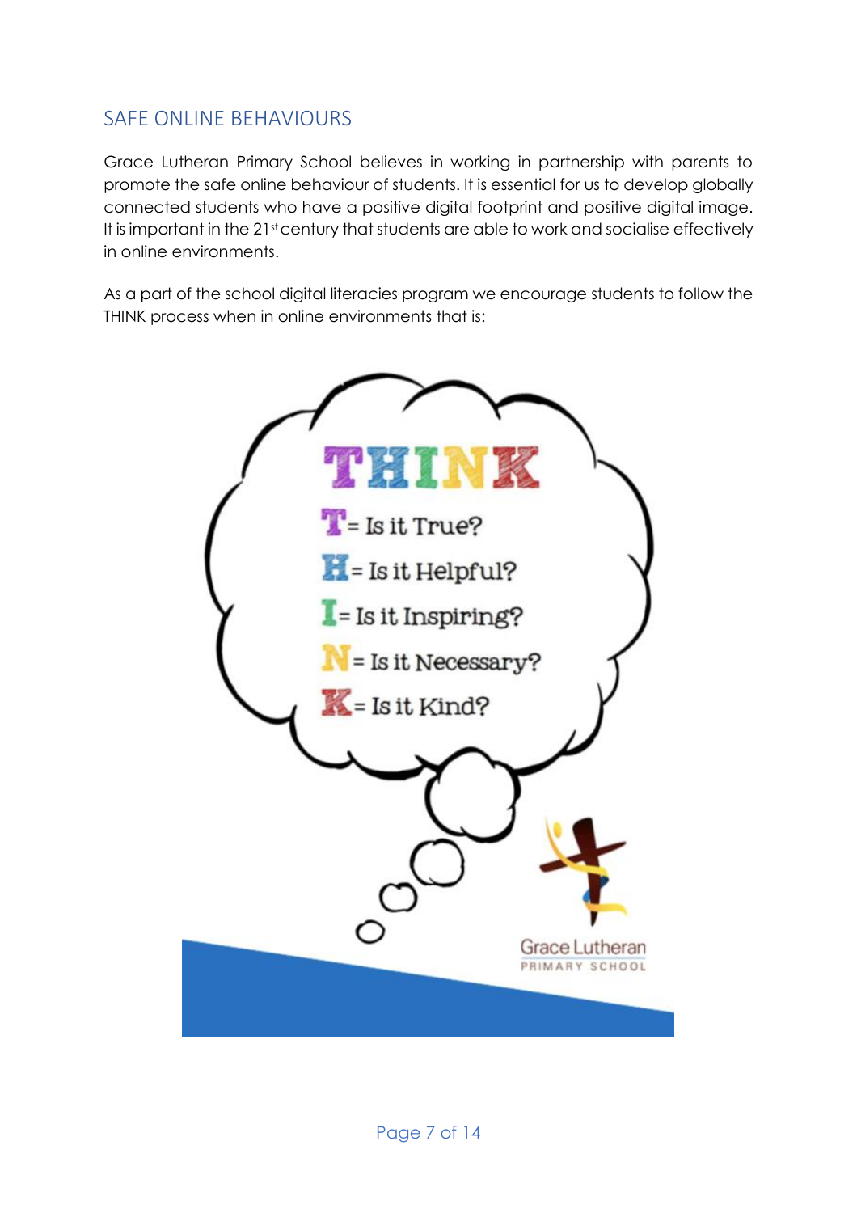## SAFE ONLINE BEHAVIOURS

Grace Lutheran Primary School believes in working in partnership with parents to promote the safe online behaviour of students. It is essential for us to develop globally connected students who have a positive digital footprint and positive digital image. It is important in the 21st century that students are able to work and socialise effectively in online environments.

As a part of the school digital literacies program we encourage students to follow the THINK process when in online environments that is:

**THINK**

- **T** = Is it True?
- **H** = Is it Helpful?
- **I** = Is it Inspiring?
- **N** = Is it Necessary?
- **K** = Is it Kind?

Grace Lutheran
PRIMARY SCHOOL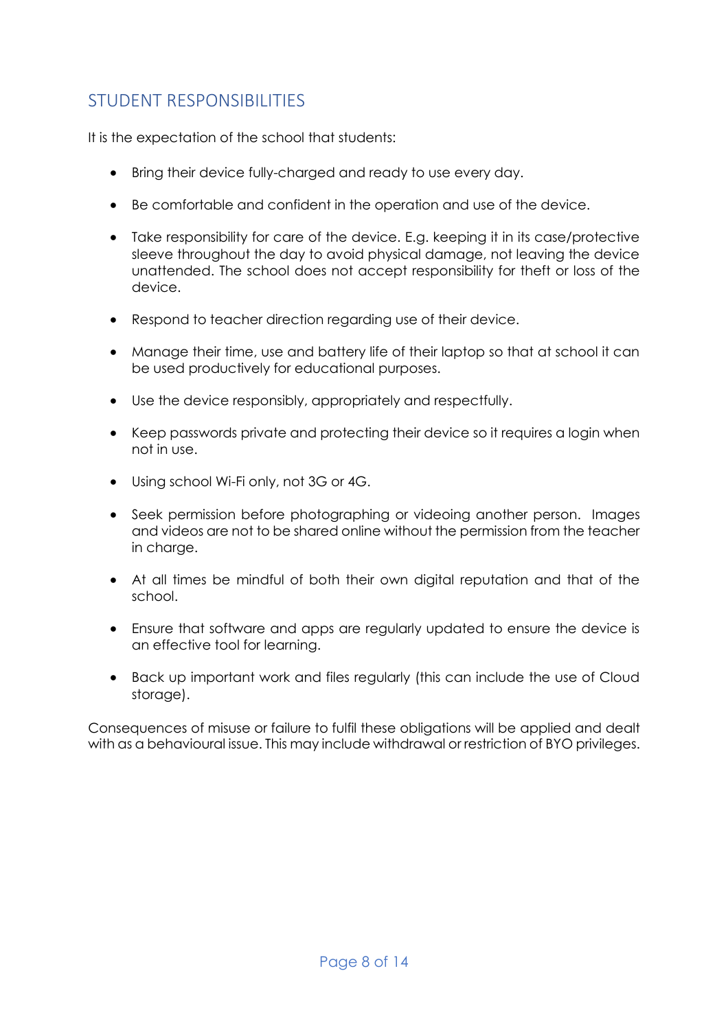## STUDENT RESPONSIBILITIES

It is the expectation of the school that students:

- Bring their device fully-charged and ready to use every day.
- Be comfortable and confident in the operation and use of the device.
- Take responsibility for care of the device. E.g. keeping it in its case/protective sleeve throughout the day to avoid physical damage, not leaving the device unattended. The school does not accept responsibility for theft or loss of the device.
- Respond to teacher direction regarding use of their device.
- Manage their time, use and battery life of their laptop so that at school it can be used productively for educational purposes.
- Use the device responsibly, appropriately and respectfully.
- Keep passwords private and protecting their device so it requires a login when not in use.
- Using school Wi-Fi only, not 3G or 4G.
- Seek permission before photographing or videoing another person. Images and videos are not to be shared online without the permission from the teacher in charge.
- At all times be mindful of both their own digital reputation and that of the school.
- Ensure that software and apps are regularly updated to ensure the device is an effective tool for learning.
- Back up important work and files regularly (this can include the use of Cloud storage).

Consequences of misuse or failure to fulfil these obligations will be applied and dealt with as a behavioural issue. This may include withdrawal or restriction of BYO privileges.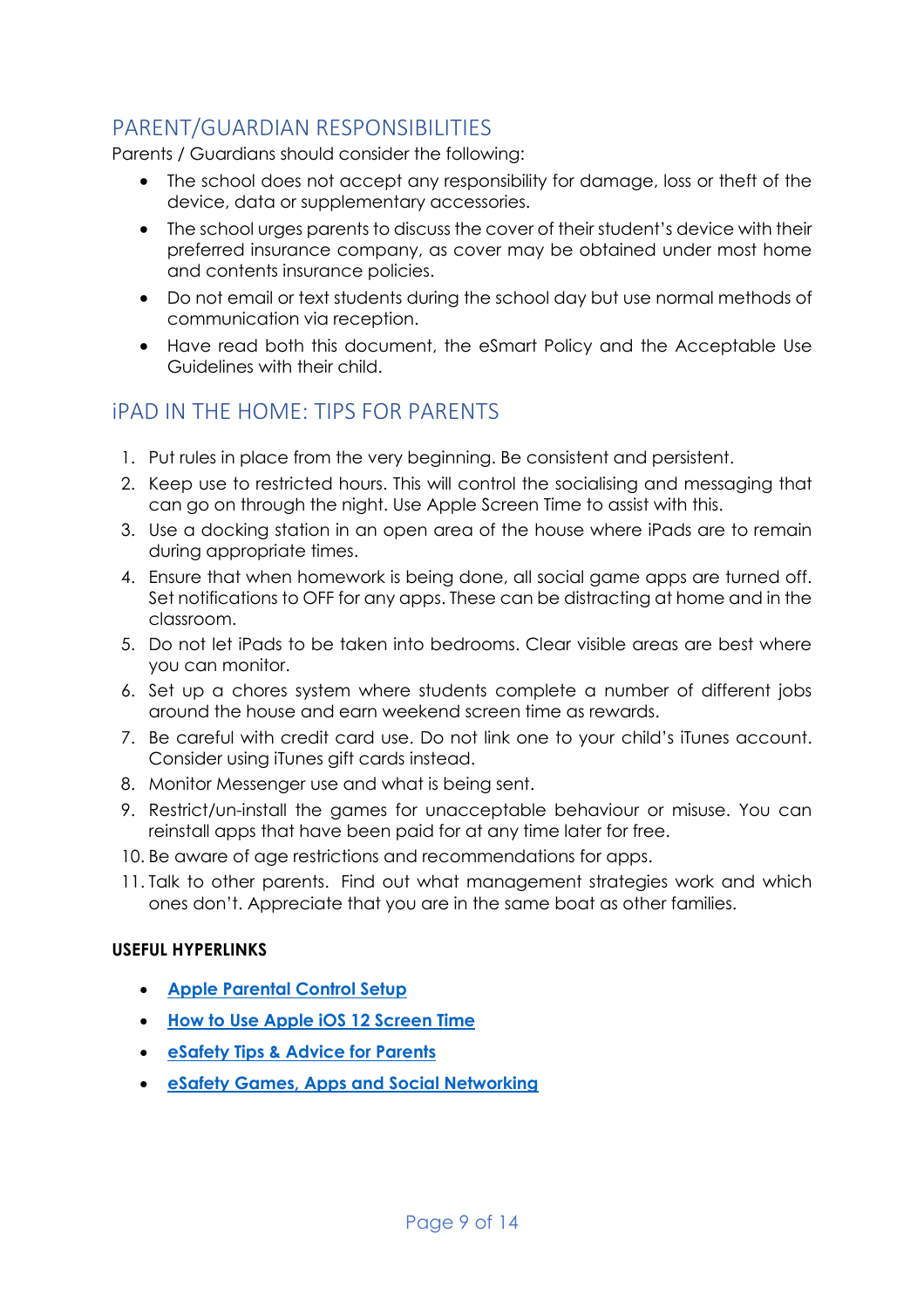## PARENT/GUARDIAN RESPONSIBILITIES

Parents / Guardians should consider the following:

- The school does not accept any responsibility for damage, loss or theft of the device, data or supplementary accessories.
- The school urges parents to discuss the cover of their student's device with their preferred insurance company, as cover may be obtained under most home and contents insurance policies.
- Do not email or text students during the school day but use normal methods of communication via reception.
- Have read both this document, the eSmart Policy and the Acceptable Use Guidelines with their child.

## iPAD IN THE HOME: TIPS FOR PARENTS

1. Put rules in place from the very beginning. Be consistent and persistent.
2. Keep use to restricted hours. This will control the socialising and messaging that can go on through the night. Use Apple Screen Time to assist with this.
3. Use a docking station in an open area of the house where iPads are to remain during appropriate times.
4. Ensure that when homework is being done, all social game apps are turned off. Set notifications to OFF for any apps. These can be distracting at home and in the classroom.
5. Do not let iPads to be taken into bedrooms. Clear visible areas are best where you can monitor.
6. Set up a chores system where students complete a number of different jobs around the house and earn weekend screen time as rewards.
7. Be careful with credit card use. Do not link one to your child's iTunes account. Consider using iTunes gift cards instead.
8. Monitor Messenger use and what is being sent.
9. Restrict/un-install the games for unacceptable behaviour or misuse. You can reinstall apps that have been paid for at any time later for free.
10. Be aware of age restrictions and recommendations for apps.
11. Talk to other parents. Find out what management strategies work and which ones don't. Appreciate that you are in the same boat as other families.

**USEFUL HYPERLINKS**

- **Apple Parental Control Setup**
- **How to Use Apple iOS 12 Screen Time**
- **eSafety Tips & Advice for Parents**
- **eSafety Games, Apps and Social Networking**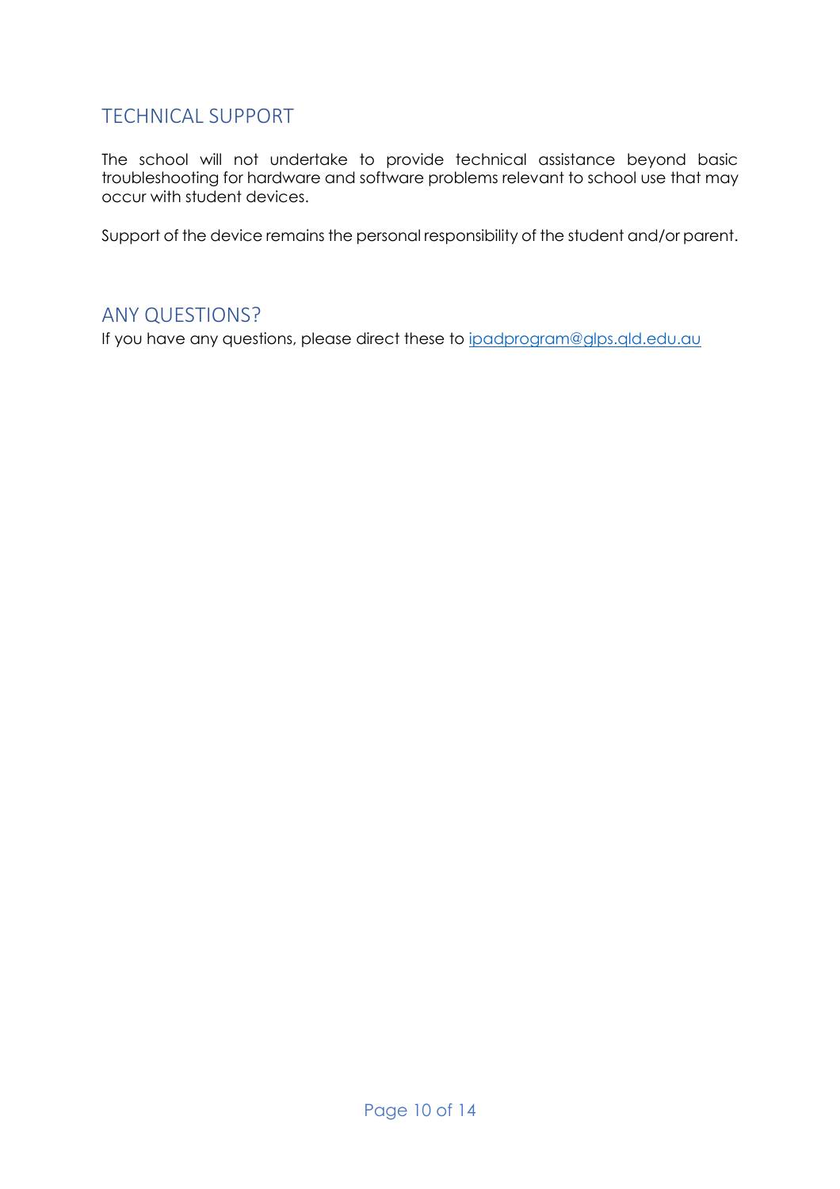## TECHNICAL SUPPORT

The school will not undertake to provide technical assistance beyond basic troubleshooting for hardware and software problems relevant to school use that may occur with student devices.

Support of the device remains the personal responsibility of the student and/or parent.

## ANY QUESTIONS?

If you have any questions, please direct these to ipadprogram@glps.qld.edu.au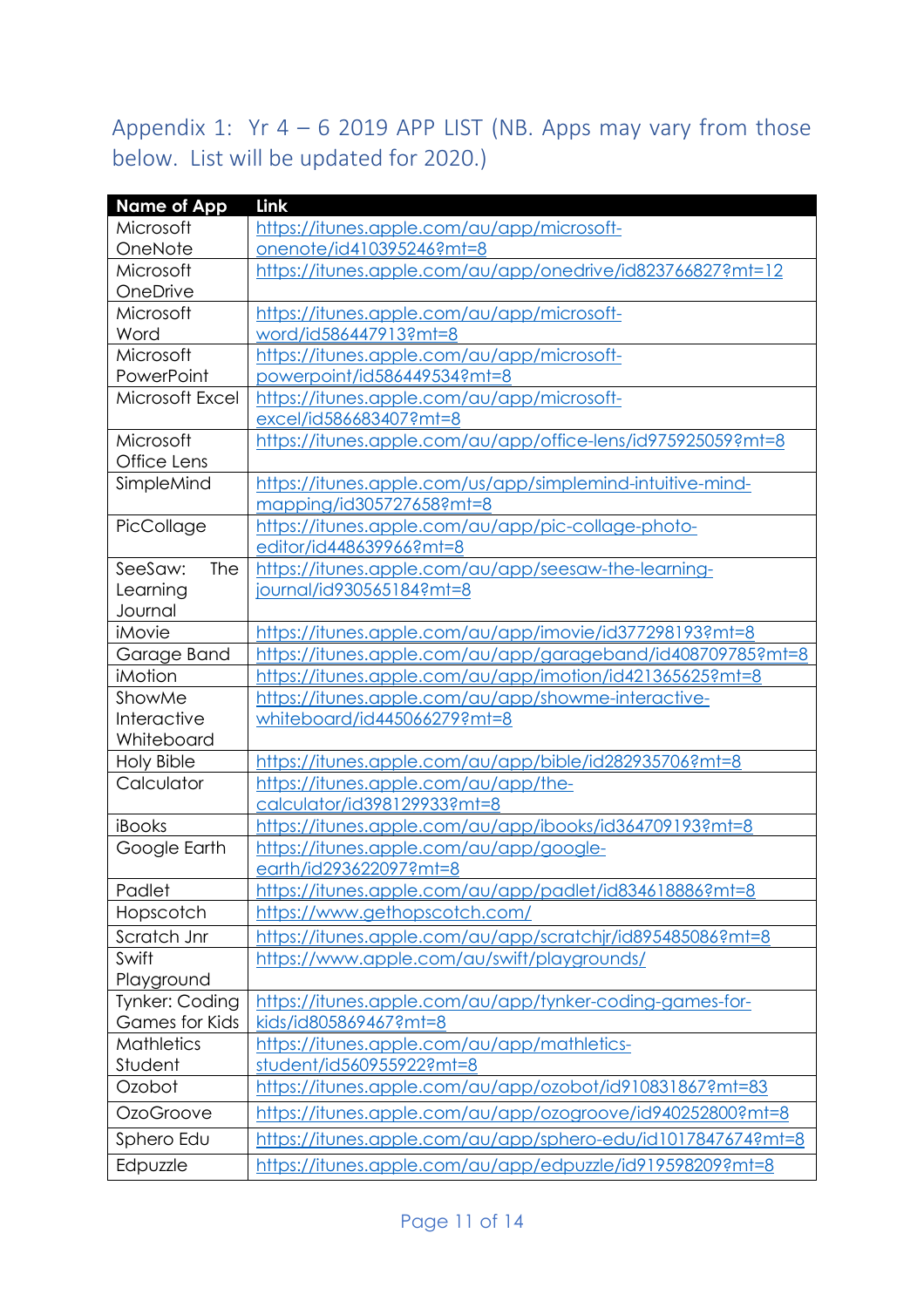## Appendix 1: Yr 4 – 6 2019 APP LIST (NB. Apps may vary from those below. List will be updated for 2020.)

| Name of App | Link |
|---|---|
| Microsoft OneNote | https://itunes.apple.com/au/app/microsoft-onenote/id410395246?mt=8 |
| Microsoft OneDrive | https://itunes.apple.com/au/app/onedrive/id823766827?mt=12 |
| Microsoft Word | https://itunes.apple.com/au/app/microsoft-word/id586447913?mt=8 |
| Microsoft PowerPoint | https://itunes.apple.com/au/app/microsoft-powerpoint/id586449534?mt=8 |
| Microsoft Excel | https://itunes.apple.com/au/app/microsoft-excel/id586683407?mt=8 |
| Microsoft Office Lens | https://itunes.apple.com/au/app/office-lens/id975925059?mt=8 |
| SimpleMind | https://itunes.apple.com/us/app/simplemind-intuitive-mind-mapping/id305727658?mt=8 |
| PicCollage | https://itunes.apple.com/au/app/pic-collage-photo-editor/id448639966?mt=8 |
| SeeSaw: The Learning Journal | https://itunes.apple.com/au/app/seesaw-the-learning-journal/id930565184?mt=8 |
| iMovie | https://itunes.apple.com/au/app/imovie/id377298193?mt=8 |
| Garage Band | https://itunes.apple.com/au/app/garageband/id408709785?mt=8 |
| iMotion | https://itunes.apple.com/au/app/imotion/id421365625?mt=8 |
| ShowMe Interactive Whiteboard | https://itunes.apple.com/au/app/showme-interactive-whiteboard/id445066279?mt=8 |
| Holy Bible | https://itunes.apple.com/au/app/bible/id282935706?mt=8 |
| Calculator | https://itunes.apple.com/au/app/the-calculator/id398129933?mt=8 |
| iBooks | https://itunes.apple.com/au/app/ibooks/id364709193?mt=8 |
| Google Earth | https://itunes.apple.com/au/app/google-earth/id293622097?mt=8 |
| Padlet | https://itunes.apple.com/au/app/padlet/id834618886?mt=8 |
| Hopscotch | https://www.gethopscotch.com/ |
| Scratch Jnr | https://itunes.apple.com/au/app/scratchjr/id895485086?mt=8 |
| Swift Playground | https://www.apple.com/au/swift/playgrounds/ |
| Tynker: Coding Games for Kids | https://itunes.apple.com/au/app/tynker-coding-games-for-kids/id805869467?mt=8 |
| Mathletics Student | https://itunes.apple.com/au/app/mathletics-student/id560955922?mt=8 |
| Ozobot | https://itunes.apple.com/au/app/ozobot/id910831867?mt=83 |
| OzoGroove | https://itunes.apple.com/au/app/ozogroove/id940252800?mt=8 |
| Sphero Edu | https://itunes.apple.com/au/app/sphero-edu/id1017847674?mt=8 |
| Edpuzzle | https://itunes.apple.com/au/app/edpuzzle/id919598209?mt=8 |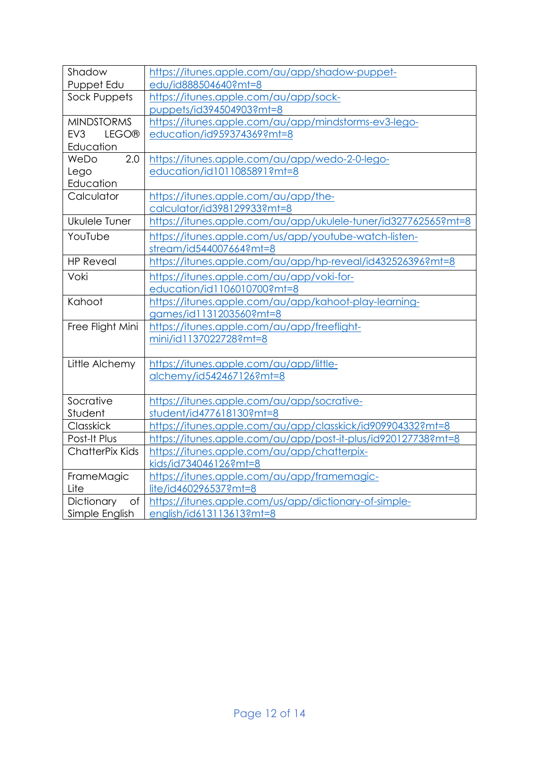| | |
|---|---|
| Shadow Puppet Edu | https://itunes.apple.com/au/app/shadow-puppet-edu/id888504640?mt=8 |
| Sock Puppets | https://itunes.apple.com/au/app/sock-puppets/id394504903?mt=8 |
| MINDSTORMS EV3 LEGO® Education | https://itunes.apple.com/au/app/mindstorms-ev3-lego-education/id959374369?mt=8 |
| WeDo 2.0 Lego Education | https://itunes.apple.com/au/app/wedo-2-0-lego-education/id1011085891?mt=8 |
| Calculator | https://itunes.apple.com/au/app/the-calculator/id398129933?mt=8 |
| Ukulele Tuner | https://itunes.apple.com/au/app/ukulele-tuner/id327762565?mt=8 |
| YouTube | https://itunes.apple.com/us/app/youtube-watch-listen-stream/id544007664?mt=8 |
| HP Reveal | https://itunes.apple.com/au/app/hp-reveal/id432526396?mt=8 |
| Voki | https://itunes.apple.com/au/app/voki-for-education/id1106010700?mt=8 |
| Kahoot | https://itunes.apple.com/au/app/kahoot-play-learning-games/id1131203560?mt=8 |
| Free Flight Mini | https://itunes.apple.com/au/app/freeflight-mini/id1137022728?mt=8 |
| Little Alchemy | https://itunes.apple.com/au/app/little-alchemy/id542467126?mt=8 |
| Socrative Student | https://itunes.apple.com/au/app/socrative-student/id477618130?mt=8 |
| Classkick | https://itunes.apple.com/au/app/classkick/id909904332?mt=8 |
| Post-It Plus | https://itunes.apple.com/au/app/post-it-plus/id920127738?mt=8 |
| ChatterPix Kids | https://itunes.apple.com/au/app/chatterpix-kids/id734046126?mt=8 |
| FrameMagic Lite | https://itunes.apple.com/au/app/framemagic-lite/id460296537?mt=8 |
| Dictionary of Simple English | https://itunes.apple.com/us/app/dictionary-of-simple-english/id613113613?mt=8 |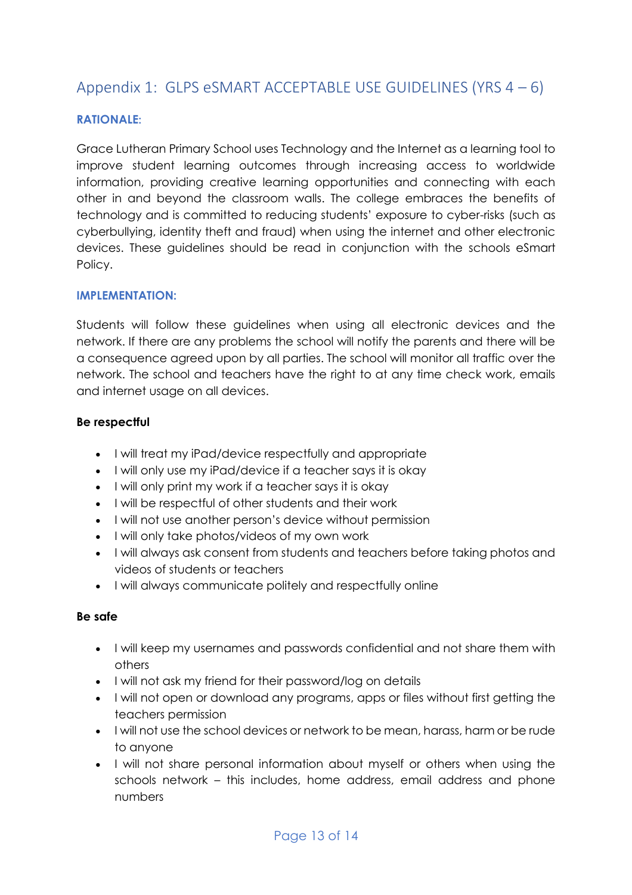## Appendix 1: GLPS eSMART ACCEPTABLE USE GUIDELINES (YRS 4 – 6)

### RATIONALE:

Grace Lutheran Primary School uses Technology and the Internet as a learning tool to improve student learning outcomes through increasing access to worldwide information, providing creative learning opportunities and connecting with each other in and beyond the classroom walls. The college embraces the benefits of technology and is committed to reducing students' exposure to cyber-risks (such as cyberbullying, identity theft and fraud) when using the internet and other electronic devices. These guidelines should be read in conjunction with the schools eSmart Policy.

### IMPLEMENTATION:

Students will follow these guidelines when using all electronic devices and the network. If there are any problems the school will notify the parents and there will be a consequence agreed upon by all parties. The school will monitor all traffic over the network. The school and teachers have the right to at any time check work, emails and internet usage on all devices.

**Be respectful**

- I will treat my iPad/device respectfully and appropriate
- I will only use my iPad/device if a teacher says it is okay
- I will only print my work if a teacher says it is okay
- I will be respectful of other students and their work
- I will not use another person's device without permission
- I will only take photos/videos of my own work
- I will always ask consent from students and teachers before taking photos and videos of students or teachers
- I will always communicate politely and respectfully online

**Be safe**

- I will keep my usernames and passwords confidential and not share them with others
- I will not ask my friend for their password/log on details
- I will not open or download any programs, apps or files without first getting the teachers permission
- I will not use the school devices or network to be mean, harass, harm or be rude to anyone
- I will not share personal information about myself or others when using the schools network – this includes, home address, email address and phone numbers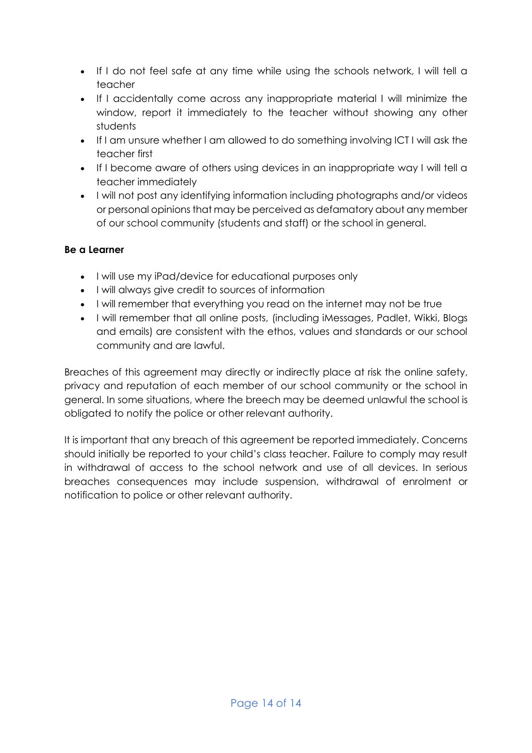- If I do not feel safe at any time while using the schools network, I will tell a teacher
- If I accidentally come across any inappropriate material I will minimize the window, report it immediately to the teacher without showing any other students
- If I am unsure whether I am allowed to do something involving ICT I will ask the teacher first
- If I become aware of others using devices in an inappropriate way I will tell a teacher immediately
- I will not post any identifying information including photographs and/or videos or personal opinions that may be perceived as defamatory about any member of our school community (students and staff) or the school in general.

**Be a Learner**

- I will use my iPad/device for educational purposes only
- I will always give credit to sources of information
- I will remember that everything you read on the internet may not be true
- I will remember that all online posts, (including iMessages, Padlet, Wikki, Blogs and emails) are consistent with the ethos, values and standards or our school community and are lawful.

Breaches of this agreement may directly or indirectly place at risk the online safety, privacy and reputation of each member of our school community or the school in general. In some situations, where the breech may be deemed unlawful the school is obligated to notify the police or other relevant authority.

It is important that any breach of this agreement be reported immediately. Concerns should initially be reported to your child's class teacher. Failure to comply may result in withdrawal of access to the school network and use of all devices. In serious breaches consequences may include suspension, withdrawal of enrolment or notification to police or other relevant authority.